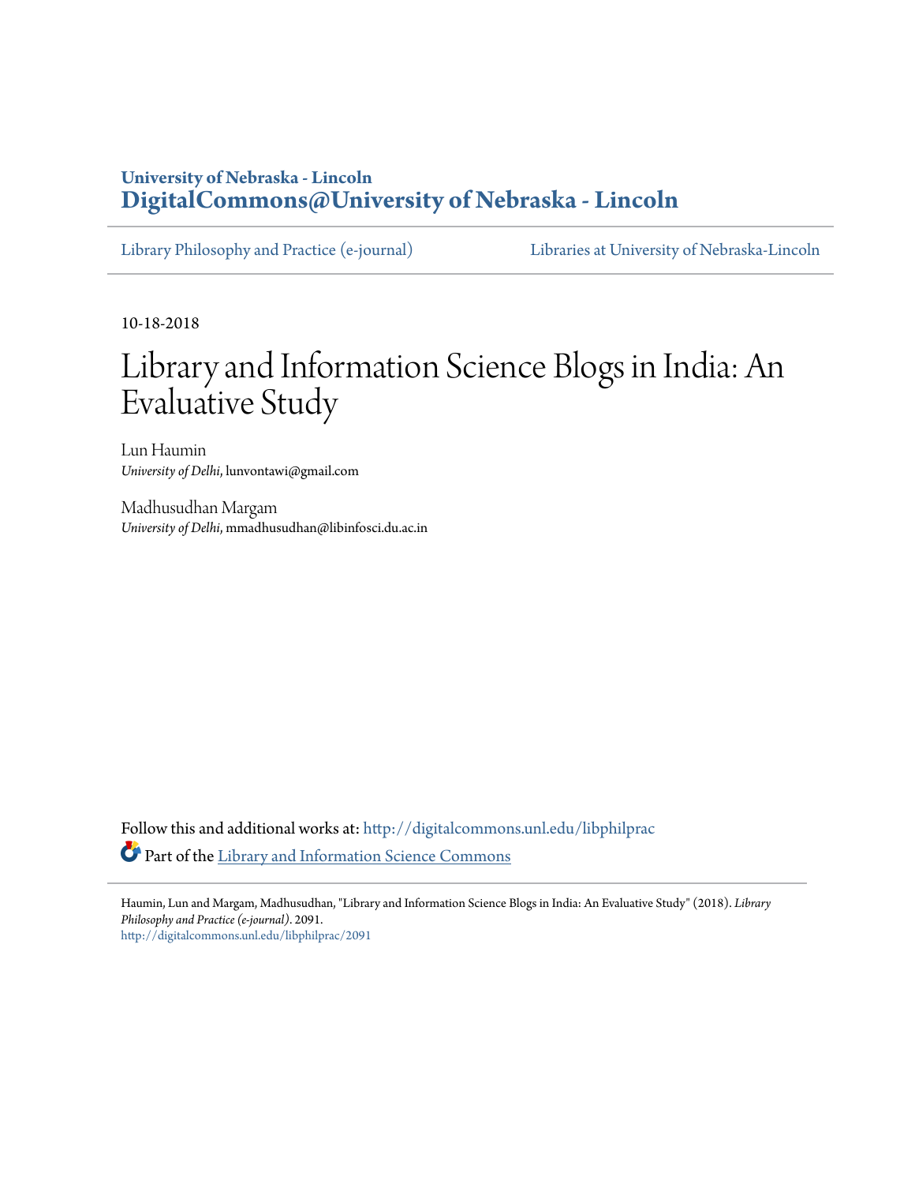University of Nebraska - Lincoln
**DigitalCommons@University of Nebraska - Lincoln**

Library Philosophy and Practice (e-journal) | Libraries at University of Nebraska-Lincoln

10-18-2018

# Library and Information Science Blogs in India: An Evaluative Study

Lun Haumin
*University of Delhi*, lunvontawi@gmail.com

Madhusudhan Margam
*University of Delhi*, mmadhusudhan@libinfosci.du.ac.in

Follow this and additional works at: http://digitalcommons.unl.edu/libphilprac

Part of the Library and Information Science Commons

Haumin, Lun and Margam, Madhusudhan, "Library and Information Science Blogs in India: An Evaluative Study" (2018). *Library Philosophy and Practice (e-journal)*. 2091.
http://digitalcommons.unl.edu/libphilprac/2091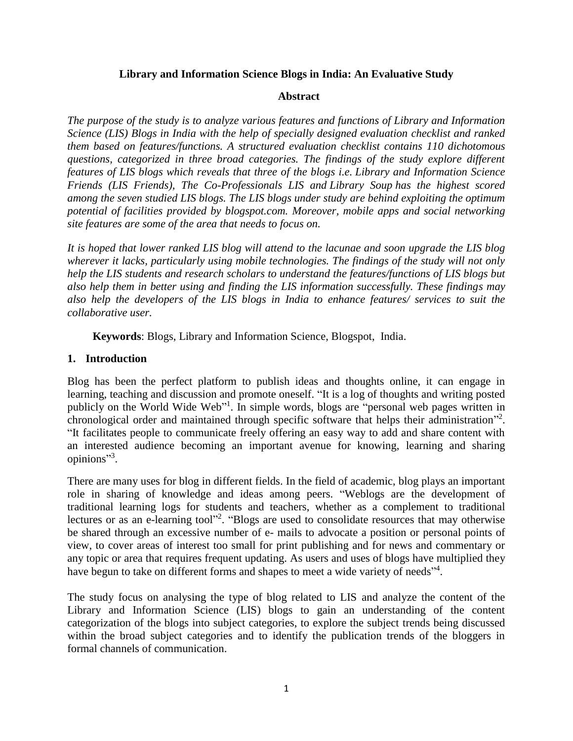# Library and Information Science Blogs in India: An Evaluative Study

## Abstract

*The purpose of the study is to analyze various features and functions of Library and Information Science (LIS) Blogs in India with the help of specially designed evaluation checklist and ranked them based on features/functions. A structured evaluation checklist contains 110 dichotomous questions, categorized in three broad categories. The findings of the study explore different features of LIS blogs which reveals that three of the blogs i.e. Library and Information Science Friends (LIS Friends), The Co-Professionals LIS and Library Soup has the highest scored among the seven studied LIS blogs. The LIS blogs under study are behind exploiting the optimum potential of facilities provided by blogspot.com. Moreover, mobile apps and social networking site features are some of the area that needs to focus on.*

*It is hoped that lower ranked LIS blog will attend to the lacunae and soon upgrade the LIS blog wherever it lacks, particularly using mobile technologies. The findings of the study will not only help the LIS students and research scholars to understand the features/functions of LIS blogs but also help them in better using and finding the LIS information successfully. These findings may also help the developers of the LIS blogs in India to enhance features/ services to suit the collaborative user.*

**Keywords**: Blogs, Library and Information Science, Blogspot, India.

## 1. Introduction

Blog has been the perfect platform to publish ideas and thoughts online, it can engage in learning, teaching and discussion and promote oneself. "It is a log of thoughts and writing posted publicly on the World Wide Web"[1]. In simple words, blogs are "personal web pages written in chronological order and maintained through specific software that helps their administration"[2]. "It facilitates people to communicate freely offering an easy way to add and share content with an interested audience becoming an important avenue for knowing, learning and sharing opinions"[3].

There are many uses for blog in different fields. In the field of academic, blog plays an important role in sharing of knowledge and ideas among peers. "Weblogs are the development of traditional learning logs for students and teachers, whether as a complement to traditional lectures or as an e-learning tool"[2]. "Blogs are used to consolidate resources that may otherwise be shared through an excessive number of e- mails to advocate a position or personal points of view, to cover areas of interest too small for print publishing and for news and commentary or any topic or area that requires frequent updating. As users and uses of blogs have multiplied they have begun to take on different forms and shapes to meet a wide variety of needs"[4].

The study focus on analysing the type of blog related to LIS and analyze the content of the Library and Information Science (LIS) blogs to gain an understanding of the content categorization of the blogs into subject categories, to explore the subject trends being discussed within the broad subject categories and to identify the publication trends of the bloggers in formal channels of communication.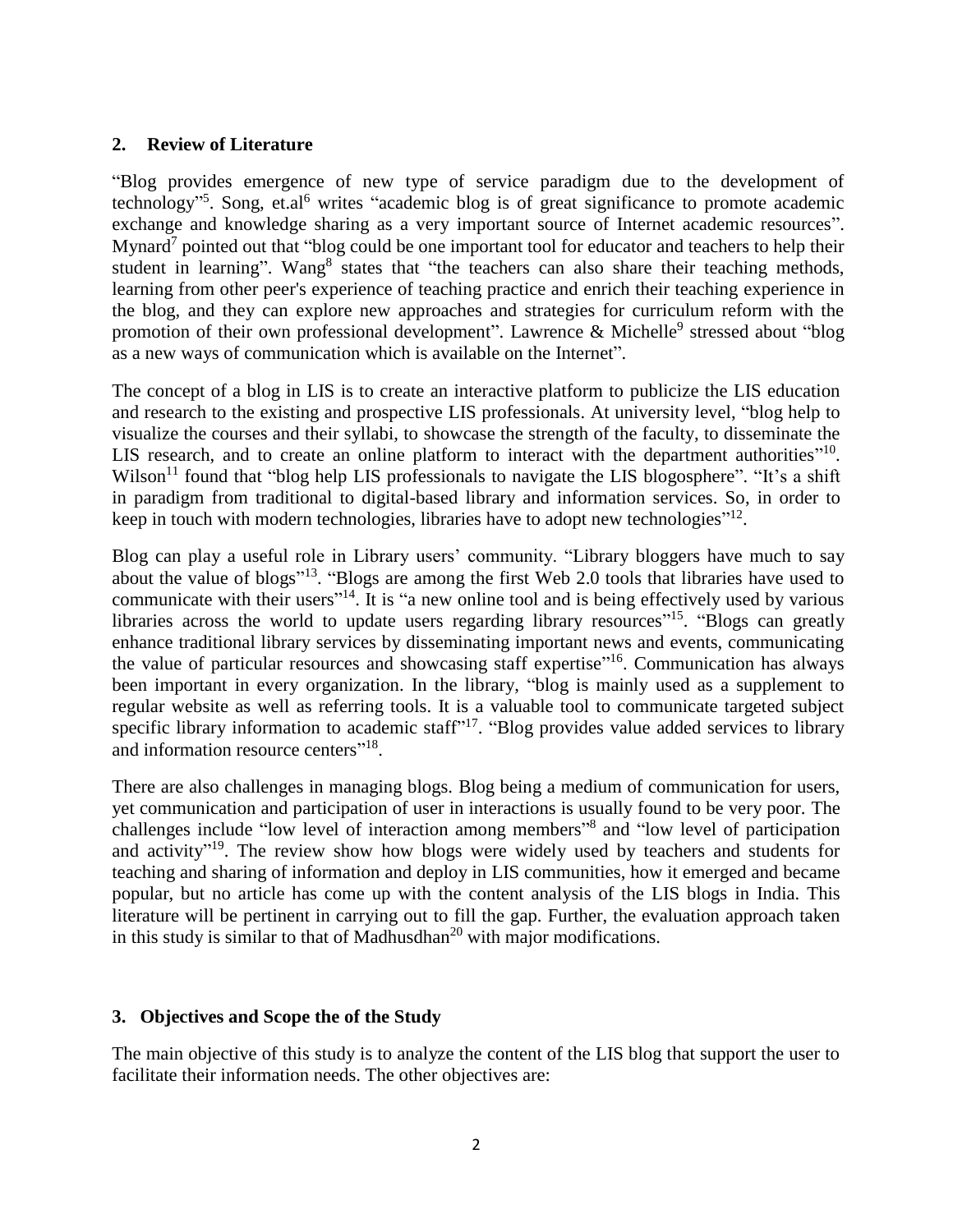## 2. Review of Literature

"Blog provides emergence of new type of service paradigm due to the development of technology"[5]. Song, et.al[6] writes "academic blog is of great significance to promote academic exchange and knowledge sharing as a very important source of Internet academic resources". Mynard[7] pointed out that "blog could be one important tool for educator and teachers to help their student in learning". Wang[8] states that "the teachers can also share their teaching methods, learning from other peer's experience of teaching practice and enrich their teaching experience in the blog, and they can explore new approaches and strategies for curriculum reform with the promotion of their own professional development". Lawrence & Michelle[9] stressed about "blog as a new ways of communication which is available on the Internet".

The concept of a blog in LIS is to create an interactive platform to publicize the LIS education and research to the existing and prospective LIS professionals. At university level, "blog help to visualize the courses and their syllabi, to showcase the strength of the faculty, to disseminate the LIS research, and to create an online platform to interact with the department authorities"[10]. Wilson[11] found that "blog help LIS professionals to navigate the LIS blogosphere". "It's a shift in paradigm from traditional to digital-based library and information services. So, in order to keep in touch with modern technologies, libraries have to adopt new technologies"[12].

Blog can play a useful role in Library users' community. "Library bloggers have much to say about the value of blogs"[13]. "Blogs are among the first Web 2.0 tools that libraries have used to communicate with their users"[14]. It is "a new online tool and is being effectively used by various libraries across the world to update users regarding library resources"[15]. "Blogs can greatly enhance traditional library services by disseminating important news and events, communicating the value of particular resources and showcasing staff expertise"[16]. Communication has always been important in every organization. In the library, "blog is mainly used as a supplement to regular website as well as referring tools. It is a valuable tool to communicate targeted subject specific library information to academic staff"[17]. "Blog provides value added services to library and information resource centers"[18].

There are also challenges in managing blogs. Blog being a medium of communication for users, yet communication and participation of user in interactions is usually found to be very poor. The challenges include "low level of interaction among members"[8] and "low level of participation and activity"[19]. The review show how blogs were widely used by teachers and students for teaching and sharing of information and deploy in LIS communities, how it emerged and became popular, but no article has come up with the content analysis of the LIS blogs in India. This literature will be pertinent in carrying out to fill the gap. Further, the evaluation approach taken in this study is similar to that of Madhusdhan[20] with major modifications.

## 3. Objectives and Scope the of the Study

The main objective of this study is to analyze the content of the LIS blog that support the user to facilitate their information needs. The other objectives are: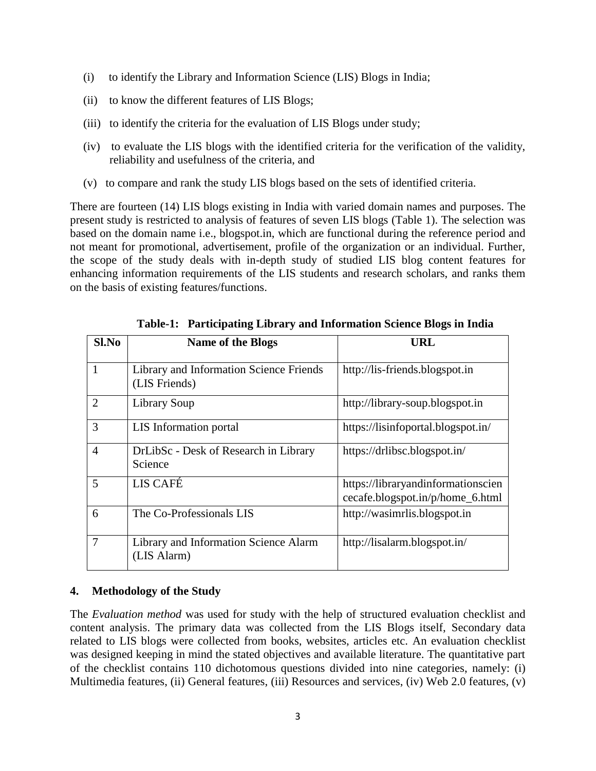(i) to identify the Library and Information Science (LIS) Blogs in India;

(ii) to know the different features of LIS Blogs;

(iii) to identify the criteria for the evaluation of LIS Blogs under study;

(iv) to evaluate the LIS blogs with the identified criteria for the verification of the validity, reliability and usefulness of the criteria, and

(v) to compare and rank the study LIS blogs based on the sets of identified criteria.

There are fourteen (14) LIS blogs existing in India with varied domain names and purposes. The present study is restricted to analysis of features of seven LIS blogs (Table 1). The selection was based on the domain name i.e., blogspot.in, which are functional during the reference period and not meant for promotional, advertisement, profile of the organization or an individual. Further, the scope of the study deals with in-depth study of studied LIS blog content features for enhancing information requirements of the LIS students and research scholars, and ranks them on the basis of existing features/functions.

**Table-1: Participating Library and Information Science Blogs in India**

| Sl.No | Name of the Blogs | URL |
|---|---|---|
| 1 | Library and Information Science Friends (LIS Friends) | http://lis-friends.blogspot.in |
| 2 | Library Soup | http://library-soup.blogspot.in |
| 3 | LIS Information portal | https://lisinfoportal.blogspot.in/ |
| 4 | DrLibSc - Desk of Research in Library Science | https://drlibsc.blogspot.in/ |
| 5 | LIS CAFÉ | https://libraryandinformationsciencecafe.blogspot.in/p/home_6.html |
| 6 | The Co-Professionals LIS | http://wasimrlis.blogspot.in |
| 7 | Library and Information Science Alarm (LIS Alarm) | http://lisalarm.blogspot.in/ |

## 4. Methodology of the Study

The *Evaluation method* was used for study with the help of structured evaluation checklist and content analysis. The primary data was collected from the LIS Blogs itself, Secondary data related to LIS blogs were collected from books, websites, articles etc. An evaluation checklist was designed keeping in mind the stated objectives and available literature. The quantitative part of the checklist contains 110 dichotomous questions divided into nine categories, namely: (i) Multimedia features, (ii) General features, (iii) Resources and services, (iv) Web 2.0 features, (v)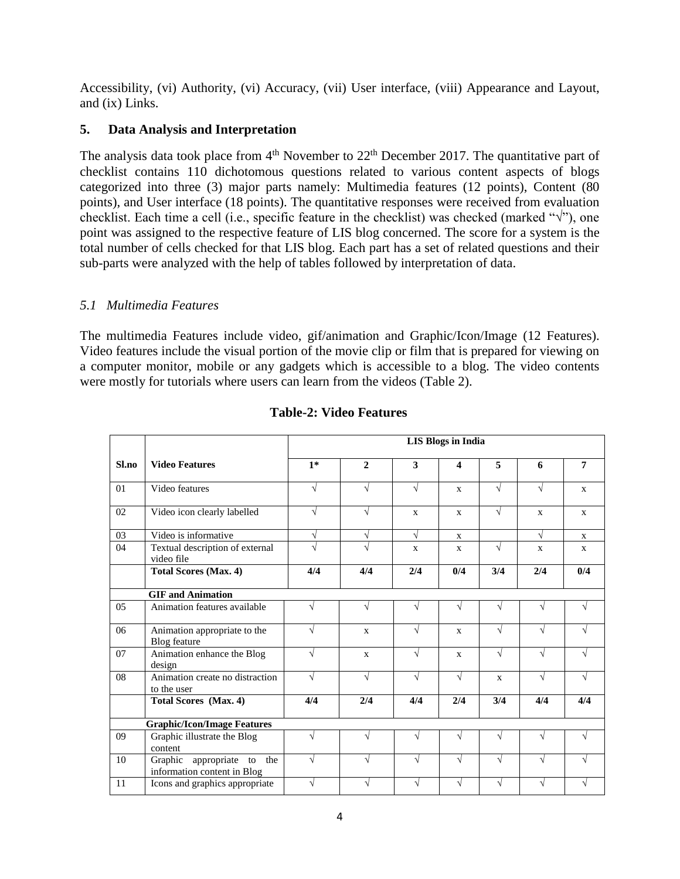Accessibility, (vi) Authority, (vi) Accuracy, (vii) User interface, (viii) Appearance and Layout, and (ix) Links.

## 5. Data Analysis and Interpretation

The analysis data took place from 4th November to 22th December 2017. The quantitative part of checklist contains 110 dichotomous questions related to various content aspects of blogs categorized into three (3) major parts namely: Multimedia features (12 points), Content (80 points), and User interface (18 points). The quantitative responses were received from evaluation checklist. Each time a cell (i.e., specific feature in the checklist) was checked (marked "√"), one point was assigned to the respective feature of LIS blog concerned. The score for a system is the total number of cells checked for that LIS blog. Each part has a set of related questions and their sub-parts were analyzed with the help of tables followed by interpretation of data.

### *5.1 Multimedia Features*

The multimedia Features include video, gif/animation and Graphic/Icon/Image (12 Features). Video features include the visual portion of the movie clip or film that is prepared for viewing on a computer monitor, mobile or any gadgets which is accessible to a blog. The video contents were mostly for tutorials where users can learn from the videos (Table 2).

**Table-2: Video Features**

| | | LIS Blogs in India | | | | | | |
|---|---|---|---|---|---|---|---|---|
| **Sl.no** | **Video Features** | **1*** | **2** | **3** | **4** | **5** | **6** | **7** |
| 01 | Video features | √ | √ | √ | x | √ | √ | x |
| 02 | Video icon clearly labelled | √ | √ | x | x | √ | x | x |
| 03 | Video is informative | √ | √ | √ | x | | √ | x |
| 04 | Textual description of external video file | √ | √ | x | x | √ | x | x |
| | **Total Scores (Max. 4)** | **4/4** | **4/4** | **2/4** | **0/4** | **3/4** | **2/4** | **0/4** |
| | **GIF and Animation** | | | | | | | |
| 05 | Animation features available | √ | √ | √ | √ | √ | √ | √ |
| 06 | Animation appropriate to the Blog feature | √ | x | √ | x | √ | √ | √ |
| 07 | Animation enhance the Blog design | √ | x | √ | x | √ | √ | √ |
| 08 | Animation create no distraction to the user | √ | √ | √ | √ | x | √ | √ |
| | **Total Scores (Max. 4)** | **4/4** | **2/4** | **4/4** | **2/4** | **3/4** | **4/4** | **4/4** |
| | **Graphic/Icon/Image Features** | | | | | | | |
| 09 | Graphic illustrate the Blog content | √ | √ | √ | √ | √ | √ | √ |
| 10 | Graphic appropriate to the information content in Blog | √ | √ | √ | √ | √ | √ | √ |
| 11 | Icons and graphics appropriate | √ | √ | √ | √ | √ | √ | √ |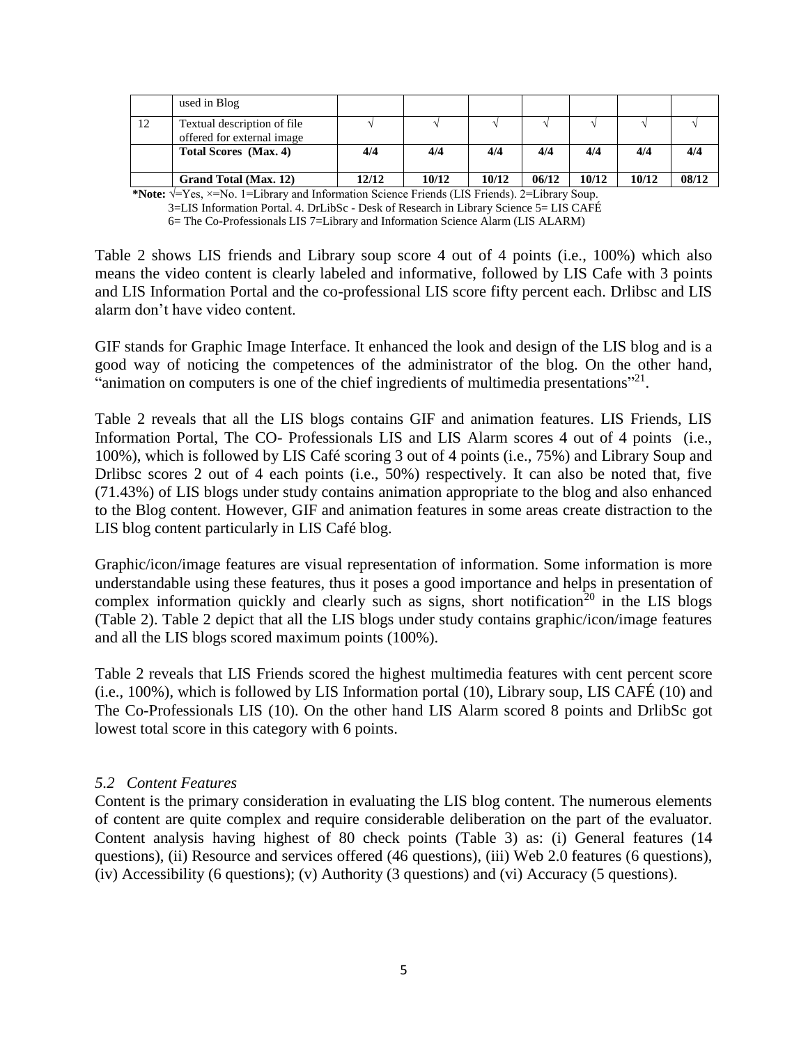| | used in Blog | | | | | | | |
|---|---|---|---|---|---|---|---|---|
| 12 | Textual description of file offered for external image | √ | √ | √ | √ | √ | √ | √ |
| | **Total Scores (Max. 4)** | **4/4** | **4/4** | **4/4** | **4/4** | **4/4** | **4/4** | **4/4** |
| | **Grand Total (Max. 12)** | **12/12** | **10/12** | **10/12** | **06/12** | **10/12** | **10/12** | **08/12** |

**\*Note:** √=Yes, ×=No. 1=Library and Information Science Friends (LIS Friends). 2=Library Soup. 3=LIS Information Portal. 4. DrLibSc - Desk of Research in Library Science 5= LIS CAFÉ 6= The Co-Professionals LIS 7=Library and Information Science Alarm (LIS ALARM)

Table 2 shows LIS friends and Library soup score 4 out of 4 points (i.e., 100%) which also means the video content is clearly labeled and informative, followed by LIS Cafe with 3 points and LIS Information Portal and the co-professional LIS score fifty percent each. Drlibsc and LIS alarm don't have video content.

GIF stands for Graphic Image Interface. It enhanced the look and design of the LIS blog and is a good way of noticing the competences of the administrator of the blog. On the other hand, "animation on computers is one of the chief ingredients of multimedia presentations"[21].

Table 2 reveals that all the LIS blogs contains GIF and animation features. LIS Friends, LIS Information Portal, The CO- Professionals LIS and LIS Alarm scores 4 out of 4 points (i.e., 100%), which is followed by LIS Café scoring 3 out of 4 points (i.e., 75%) and Library Soup and Drlibsc scores 2 out of 4 each points (i.e., 50%) respectively. It can also be noted that, five (71.43%) of LIS blogs under study contains animation appropriate to the blog and also enhanced to the Blog content. However, GIF and animation features in some areas create distraction to the LIS blog content particularly in LIS Café blog.

Graphic/icon/image features are visual representation of information. Some information is more understandable using these features, thus it poses a good importance and helps in presentation of complex information quickly and clearly such as signs, short notification[20] in the LIS blogs (Table 2). Table 2 depict that all the LIS blogs under study contains graphic/icon/image features and all the LIS blogs scored maximum points (100%).

Table 2 reveals that LIS Friends scored the highest multimedia features with cent percent score (i.e., 100%), which is followed by LIS Information portal (10), Library soup, LIS CAFÉ (10) and The Co-Professionals LIS (10). On the other hand LIS Alarm scored 8 points and DrlibSc got lowest total score in this category with 6 points.

### *5.2 Content Features*

Content is the primary consideration in evaluating the LIS blog content. The numerous elements of content are quite complex and require considerable deliberation on the part of the evaluator. Content analysis having highest of 80 check points (Table 3) as: (i) General features (14 questions), (ii) Resource and services offered (46 questions), (iii) Web 2.0 features (6 questions), (iv) Accessibility (6 questions); (v) Authority (3 questions) and (vi) Accuracy (5 questions).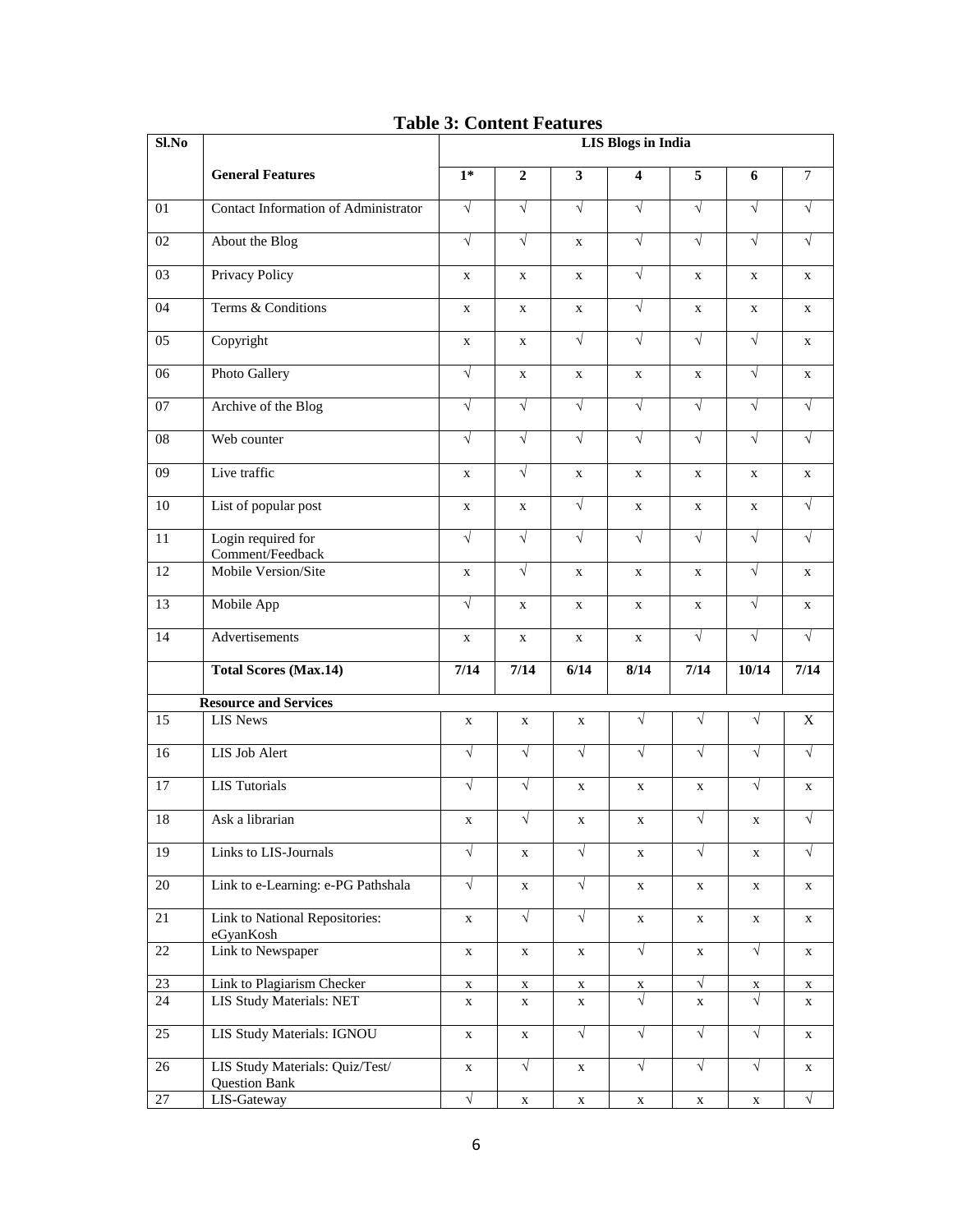**Table 3: Content Features**

| Sl.No | | LIS Blogs in India | | | | | | |
|---|---|---|---|---|---|---|---|---|
| | **General Features** | **1*** | **2** | **3** | **4** | **5** | **6** | 7 |
| 01 | Contact Information of Administrator | √ | √ | √ | √ | √ | √ | √ |
| 02 | About the Blog | √ | √ | x | √ | √ | √ | √ |
| 03 | Privacy Policy | x | x | x | √ | x | x | x |
| 04 | Terms & Conditions | x | x | x | √ | x | x | x |
| 05 | Copyright | x | x | √ | √ | √ | √ | x |
| 06 | Photo Gallery | √ | x | x | x | x | √ | x |
| 07 | Archive of the Blog | √ | √ | √ | √ | √ | √ | √ |
| 08 | Web counter | √ | √ | √ | √ | √ | √ | √ |
| 09 | Live traffic | x | √ | x | x | x | x | x |
| 10 | List of popular post | x | x | √ | x | x | x | √ |
| 11 | Login required for Comment/Feedback | √ | √ | √ | √ | √ | √ | √ |
| 12 | Mobile Version/Site | x | √ | x | x | x | √ | x |
| 13 | Mobile App | √ | x | x | x | x | √ | x |
| 14 | Advertisements | x | x | x | x | √ | √ | √ |
| | **Total Scores (Max.14)** | **7/14** | **7/14** | **6/14** | **8/14** | **7/14** | **10/14** | **7/14** |
| | **Resource and Services** | | | | | | | |
| 15 | LIS News | x | x | x | √ | √ | √ | X |
| 16 | LIS Job Alert | √ | √ | √ | √ | √ | √ | √ |
| 17 | LIS Tutorials | √ | √ | x | x | x | √ | x |
| 18 | Ask a librarian | x | √ | x | x | √ | x | √ |
| 19 | Links to LIS-Journals | √ | x | √ | x | √ | x | √ |
| 20 | Link to e-Learning: e-PG Pathshala | √ | x | √ | x | x | x | x |
| 21 | Link to National Repositories: eGyanKosh | x | √ | √ | x | x | x | x |
| 22 | Link to Newspaper | x | x | x | √ | x | √ | x |
| 23 | Link to Plagiarism Checker | x | x | x | x | √ | x | x |
| 24 | LIS Study Materials: NET | x | x | x | √ | x | √ | x |
| 25 | LIS Study Materials: IGNOU | x | x | √ | √ | √ | √ | x |
| 26 | LIS Study Materials: Quiz/Test/ Question Bank | x | √ | x | √ | √ | √ | x |
| 27 | LIS-Gateway | √ | x | x | x | x | x | √ |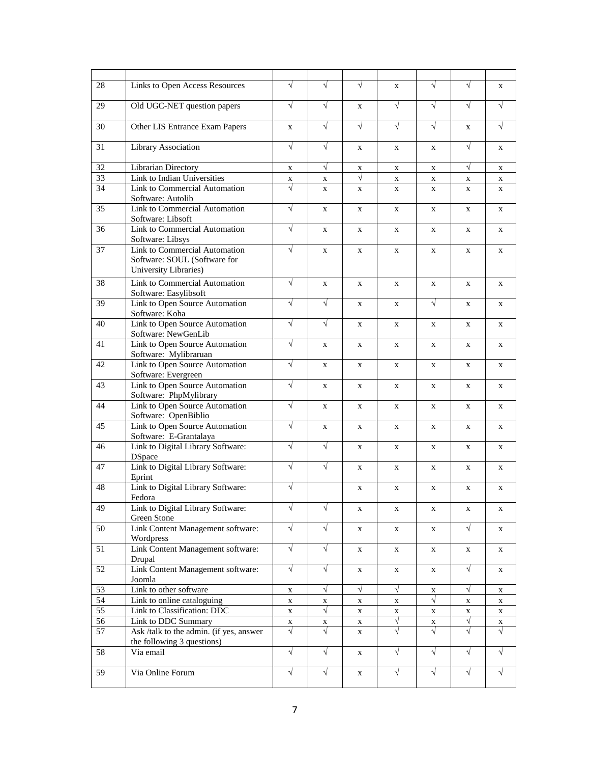| | | | | | | | | |
|---|---|---|---|---|---|---|---|---|
| 28 | Links to Open Access Resources | √ | √ | √ | x | √ | √ | x |
| 29 | Old UGC-NET question papers | √ | √ | x | √ | √ | √ | √ |
| 30 | Other LIS Entrance Exam Papers | x | √ | √ | √ | √ | x | √ |
| 31 | Library Association | √ | √ | x | x | x | √ | x |
| 32 | Librarian Directory | x | √ | x | x | x | √ | x |
| 33 | Link to Indian Universities | x | x | √ | x | x | x | x |
| 34 | Link to Commercial Automation Software: Autolib | √ | x | x | x | x | x | x |
| 35 | Link to Commercial Automation Software: Libsoft | √ | x | x | x | x | x | x |
| 36 | Link to Commercial Automation Software: Libsys | √ | x | x | x | x | x | x |
| 37 | Link to Commercial Automation Software: SOUL (Software for University Libraries) | √ | x | x | x | x | x | x |
| 38 | Link to Commercial Automation Software: Easylibsoft | √ | x | x | x | x | x | x |
| 39 | Link to Open Source Automation Software: Koha | √ | √ | x | x | √ | x | x |
| 40 | Link to Open Source Automation Software: NewGenLib | √ | √ | x | x | x | x | x |
| 41 | Link to Open Source Automation Software: Mylibraruan | √ | x | x | x | x | x | x |
| 42 | Link to Open Source Automation Software: Evergreen | √ | x | x | x | x | x | x |
| 43 | Link to Open Source Automation Software: PhpMylibrary | √ | x | x | x | x | x | x |
| 44 | Link to Open Source Automation Software: OpenBiblio | √ | x | x | x | x | x | x |
| 45 | Link to Open Source Automation Software: E-Grantalaya | √ | x | x | x | x | x | x |
| 46 | Link to Digital Library Software: DSpace | √ | √ | x | x | x | x | x |
| 47 | Link to Digital Library Software: Eprint | √ | √ | x | x | x | x | x |
| 48 | Link to Digital Library Software: Fedora | √ | | x | x | x | x | x |
| 49 | Link to Digital Library Software: Green Stone | √ | √ | x | x | x | x | x |
| 50 | Link Content Management software: Wordpress | √ | √ | x | x | x | √ | x |
| 51 | Link Content Management software: Drupal | √ | √ | x | x | x | x | x |
| 52 | Link Content Management software: Joomla | √ | √ | x | x | x | √ | x |
| 53 | Link to other software | x | √ | √ | √ | x | √ | x |
| 54 | Link to online cataloguing | x | x | x | x | √ | x | x |
| 55 | Link to Classification: DDC | x | √ | x | x | x | x | x |
| 56 | Link to DDC Summary | x | x | x | √ | x | √ | x |
| 57 | Ask /talk to the admin. (if yes, answer the following 3 questions) | √ | √ | x | √ | √ | √ | √ |
| 58 | Via email | √ | √ | x | √ | √ | √ | √ |
| 59 | Via Online Forum | √ | √ | x | √ | √ | √ | √ |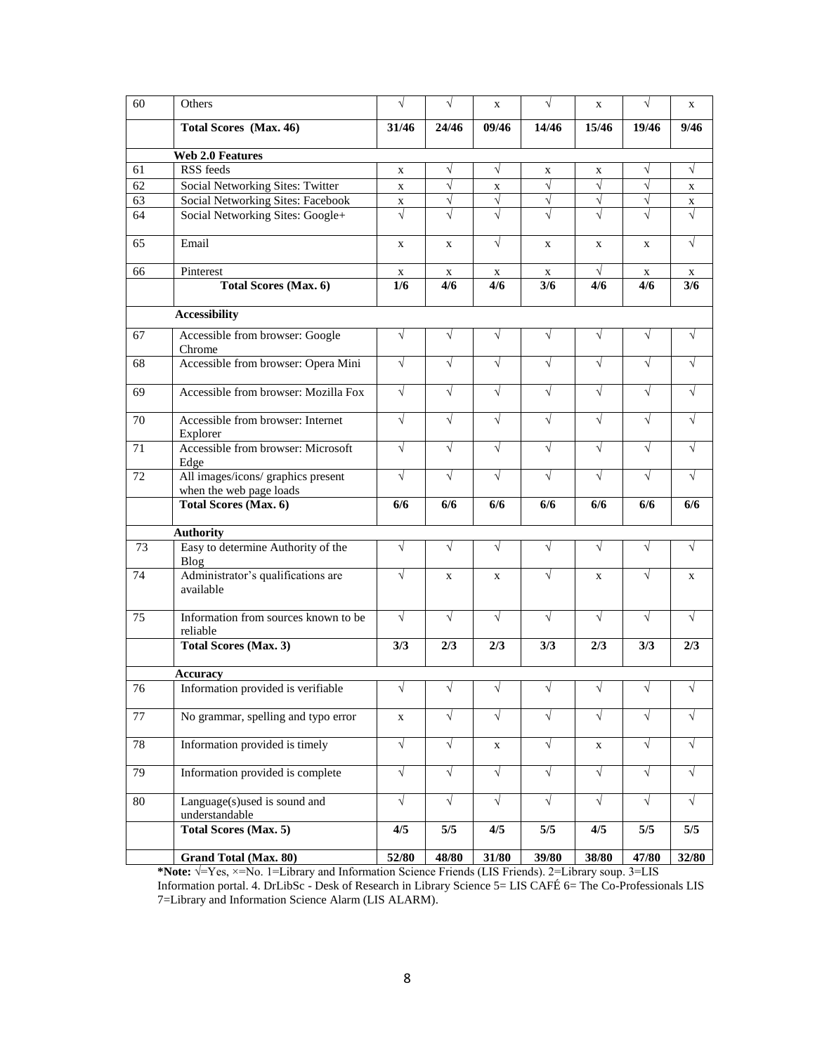| 60 | Others | √ | √ | x | √ | x | √ | x |
|---|---|---|---|---|---|---|---|---|
| | **Total Scores (Max. 46)** | **31/46** | **24/46** | **09/46** | **14/46** | **15/46** | **19/46** | **9/46** |
| | **Web 2.0 Features** | | | | | | | |
| 61 | RSS feeds | x | √ | √ | x | x | √ | √ |
| 62 | Social Networking Sites: Twitter | x | √ | x | √ | √ | √ | x |
| 63 | Social Networking Sites: Facebook | x | √ | √ | √ | √ | √ | x |
| 64 | Social Networking Sites: Google+ | √ | √ | √ | √ | √ | √ | √ |
| 65 | Email | x | x | √ | x | x | x | √ |
| 66 | Pinterest | x | x | x | x | √ | x | x |
| | **Total Scores (Max. 6)** | **1/6** | **4/6** | **4/6** | **3/6** | **4/6** | **4/6** | **3/6** |
| | **Accessibility** | | | | | | | |
| 67 | Accessible from browser: Google Chrome | √ | √ | √ | √ | √ | √ | √ |
| 68 | Accessible from browser: Opera Mini | √ | √ | √ | √ | √ | √ | √ |
| 69 | Accessible from browser: Mozilla Fox | √ | √ | √ | √ | √ | √ | √ |
| 70 | Accessible from browser: Internet Explorer | √ | √ | √ | √ | √ | √ | √ |
| 71 | Accessible from browser: Microsoft Edge | √ | √ | √ | √ | √ | √ | √ |
| 72 | All images/icons/ graphics present when the web page loads | √ | √ | √ | √ | √ | √ | √ |
| | **Total Scores (Max. 6)** | **6/6** | **6/6** | **6/6** | **6/6** | **6/6** | **6/6** | **6/6** |
| | **Authority** | | | | | | | |
| 73 | Easy to determine Authority of the Blog | √ | √ | √ | √ | √ | √ | √ |
| 74 | Administrator's qualifications are available | √ | x | x | √ | x | √ | x |
| 75 | Information from sources known to be reliable | √ | √ | √ | √ | √ | √ | √ |
| | **Total Scores (Max. 3)** | **3/3** | **2/3** | **2/3** | **3/3** | **2/3** | **3/3** | **2/3** |
| | **Accuracy** | | | | | | | |
| 76 | Information provided is verifiable | √ | √ | √ | √ | √ | √ | √ |
| 77 | No grammar, spelling and typo error | x | √ | √ | √ | √ | √ | √ |
| 78 | Information provided is timely | √ | √ | x | √ | x | √ | √ |
| 79 | Information provided is complete | √ | √ | √ | √ | √ | √ | √ |
| 80 | Language(s)used is sound and understandable | √ | √ | √ | √ | √ | √ | √ |
| | **Total Scores (Max. 5)** | **4/5** | **5/5** | **4/5** | **5/5** | **4/5** | **5/5** | **5/5** |
| | **Grand Total (Max. 80)** | **52/80** | **48/80** | **31/80** | **39/80** | **38/80** | **47/80** | **32/80** |

**\*Note:** √=Yes, ×=No. 1=Library and Information Science Friends (LIS Friends). 2=Library soup. 3=LIS Information portal. 4. DrLibSc - Desk of Research in Library Science 5= LIS CAFÉ 6= The Co-Professionals LIS 7=Library and Information Science Alarm (LIS ALARM).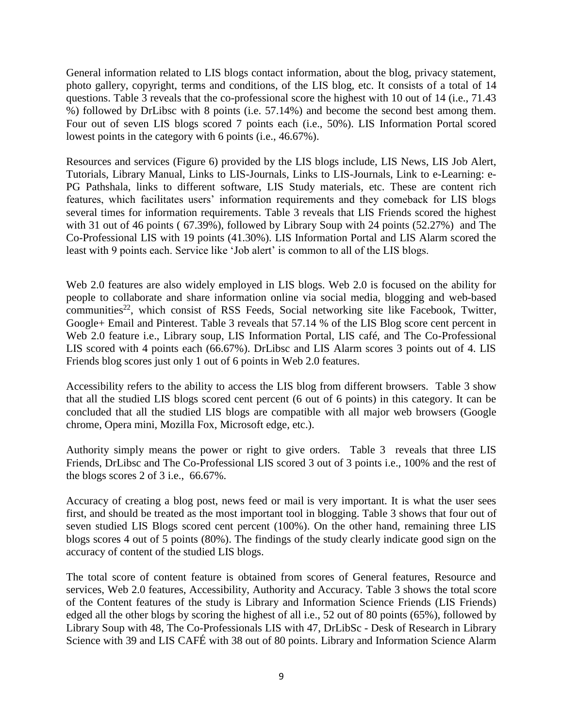General information related to LIS blogs contact information, about the blog, privacy statement, photo gallery, copyright, terms and conditions, of the LIS blog, etc. It consists of a total of 14 questions. Table 3 reveals that the co-professional score the highest with 10 out of 14 (i.e., 71.43 %) followed by DrLibsc with 8 points (i.e. 57.14%) and become the second best among them. Four out of seven LIS blogs scored 7 points each (i.e., 50%). LIS Information Portal scored lowest points in the category with 6 points (i.e., 46.67%).

Resources and services (Figure 6) provided by the LIS blogs include, LIS News, LIS Job Alert, Tutorials, Library Manual, Links to LIS-Journals, Links to LIS-Journals, Link to e-Learning: e-PG Pathshala, links to different software, LIS Study materials, etc. These are content rich features, which facilitates users' information requirements and they comeback for LIS blogs several times for information requirements. Table 3 reveals that LIS Friends scored the highest with 31 out of 46 points ( 67.39%), followed by Library Soup with 24 points (52.27%) and The Co-Professional LIS with 19 points (41.30%). LIS Information Portal and LIS Alarm scored the least with 9 points each. Service like 'Job alert' is common to all of the LIS blogs.

Web 2.0 features are also widely employed in LIS blogs. Web 2.0 is focused on the ability for people to collaborate and share information online via social media, blogging and web-based communities[22], which consist of RSS Feeds, Social networking site like Facebook, Twitter, Google+ Email and Pinterest. Table 3 reveals that 57.14 % of the LIS Blog score cent percent in Web 2.0 feature i.e., Library soup, LIS Information Portal, LIS café, and The Co-Professional LIS scored with 4 points each (66.67%). DrLibsc and LIS Alarm scores 3 points out of 4. LIS Friends blog scores just only 1 out of 6 points in Web 2.0 features.

Accessibility refers to the ability to access the LIS blog from different browsers. Table 3 show that all the studied LIS blogs scored cent percent (6 out of 6 points) in this category. It can be concluded that all the studied LIS blogs are compatible with all major web browsers (Google chrome, Opera mini, Mozilla Fox, Microsoft edge, etc.).

Authority simply means the power or right to give orders. Table 3 reveals that three LIS Friends, DrLibsc and The Co-Professional LIS scored 3 out of 3 points i.e., 100% and the rest of the blogs scores 2 of 3 i.e., 66.67%.

Accuracy of creating a blog post, news feed or mail is very important. It is what the user sees first, and should be treated as the most important tool in blogging. Table 3 shows that four out of seven studied LIS Blogs scored cent percent (100%). On the other hand, remaining three LIS blogs scores 4 out of 5 points (80%). The findings of the study clearly indicate good sign on the accuracy of content of the studied LIS blogs.

The total score of content feature is obtained from scores of General features, Resource and services, Web 2.0 features, Accessibility, Authority and Accuracy. Table 3 shows the total score of the Content features of the study is Library and Information Science Friends (LIS Friends) edged all the other blogs by scoring the highest of all i.e., 52 out of 80 points (65%), followed by Library Soup with 48, The Co-Professionals LIS with 47, DrLibSc - Desk of Research in Library Science with 39 and LIS CAFÉ with 38 out of 80 points. Library and Information Science Alarm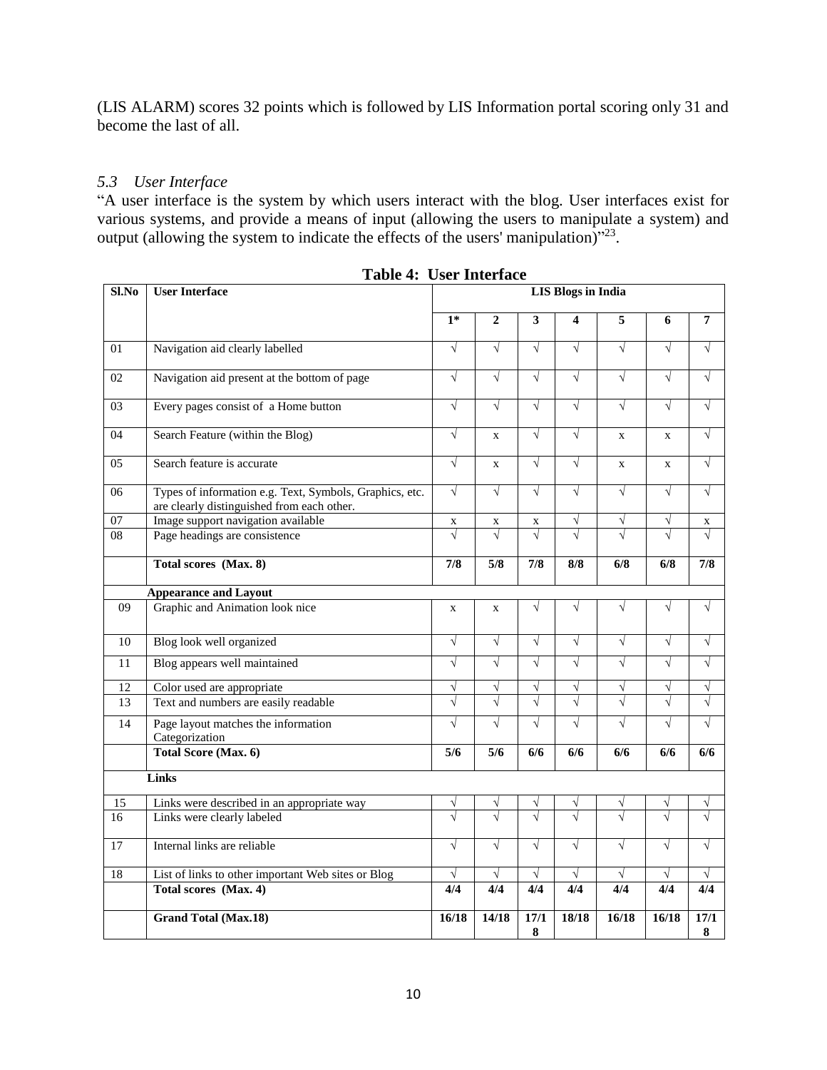(LIS ALARM) scores 32 points which is followed by LIS Information portal scoring only 31 and become the last of all.

### *5.3 User Interface*

"A user interface is the system by which users interact with the blog. User interfaces exist for various systems, and provide a means of input (allowing the users to manipulate a system) and output (allowing the system to indicate the effects of the users' manipulation)"[23].

**Table 4: User Interface**

| Sl.No | User Interface | LIS Blogs in India | | | | | | |
|---|---|---|---|---|---|---|---|---|
| | | **1*** | **2** | **3** | **4** | **5** | **6** | **7** |
| 01 | Navigation aid clearly labelled | √ | √ | √ | √ | √ | √ | √ |
| 02 | Navigation aid present at the bottom of page | √ | √ | √ | √ | √ | √ | √ |
| 03 | Every pages consist of a Home button | √ | √ | √ | √ | √ | √ | √ |
| 04 | Search Feature (within the Blog) | √ | x | √ | √ | x | x | √ |
| 05 | Search feature is accurate | √ | x | √ | √ | x | x | √ |
| 06 | Types of information e.g. Text, Symbols, Graphics, etc. are clearly distinguished from each other. | √ | √ | √ | √ | √ | √ | √ |
| 07 | Image support navigation available | x | x | x | √ | √ | √ | x |
| 08 | Page headings are consistence | √ | √ | √ | √ | √ | √ | √ |
| | **Total scores (Max. 8)** | **7/8** | **5/8** | **7/8** | **8/8** | **6/8** | **6/8** | **7/8** |
| | **Appearance and Layout** | | | | | | | |
| 09 | Graphic and Animation look nice | x | x | √ | √ | √ | √ | √ |
| 10 | Blog look well organized | √ | √ | √ | √ | √ | √ | √ |
| 11 | Blog appears well maintained | √ | √ | √ | √ | √ | √ | √ |
| 12 | Color used are appropriate | √ | √ | √ | √ | √ | √ | √ |
| 13 | Text and numbers are easily readable | √ | √ | √ | √ | √ | √ | √ |
| 14 | Page layout matches the information Categorization | √ | √ | √ | √ | √ | √ | √ |
| | **Total Score (Max. 6)** | **5/6** | **5/6** | **6/6** | **6/6** | **6/6** | **6/6** | **6/6** |
| | **Links** | | | | | | | |
| 15 | Links were described in an appropriate way | √ | √ | √ | √ | √ | √ | √ |
| 16 | Links were clearly labeled | √ | √ | √ | √ | √ | √ | √ |
| 17 | Internal links are reliable | √ | √ | √ | √ | √ | √ | √ |
| 18 | List of links to other important Web sites or Blog | √ | √ | √ | √ | √ | √ | √ |
| | **Total scores (Max. 4)** | **4/4** | **4/4** | **4/4** | **4/4** | **4/4** | **4/4** | **4/4** |
| | **Grand Total (Max.18)** | **16/18** | **14/18** | **17/18** | **18/18** | **16/18** | **16/18** | **17/18** |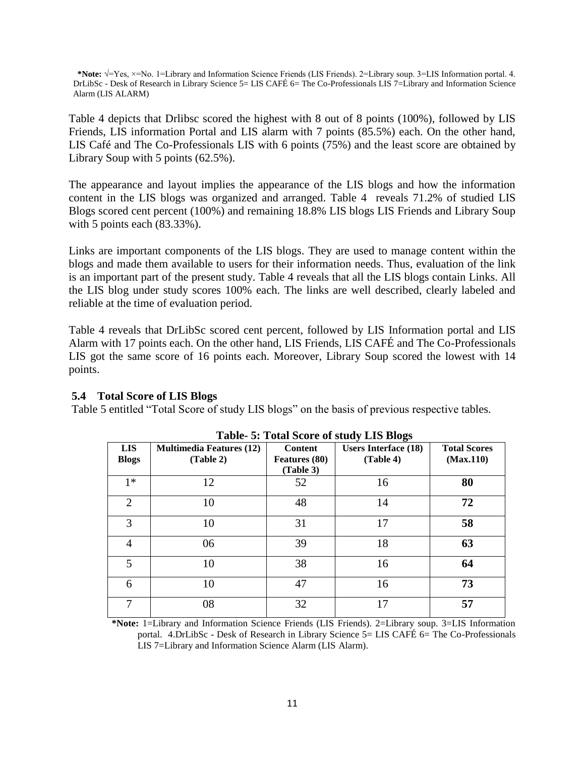**\*Note:** √=Yes, ×=No. 1=Library and Information Science Friends (LIS Friends). 2=Library soup. 3=LIS Information portal. 4. DrLibSc - Desk of Research in Library Science 5= LIS CAFÉ 6= The Co-Professionals LIS 7=Library and Information Science Alarm (LIS ALARM)

Table 4 depicts that Drlibsc scored the highest with 8 out of 8 points (100%), followed by LIS Friends, LIS information Portal and LIS alarm with 7 points (85.5%) each. On the other hand, LIS Café and The Co-Professionals LIS with 6 points (75%) and the least score are obtained by Library Soup with 5 points (62.5%).

The appearance and layout implies the appearance of the LIS blogs and how the information content in the LIS blogs was organized and arranged. Table 4 reveals 71.2% of studied LIS Blogs scored cent percent (100%) and remaining 18.8% LIS blogs LIS Friends and Library Soup with 5 points each (83.33%).

Links are important components of the LIS blogs. They are used to manage content within the blogs and made them available to users for their information needs. Thus, evaluation of the link is an important part of the present study. Table 4 reveals that all the LIS blogs contain Links. All the LIS blog under study scores 100% each. The links are well described, clearly labeled and reliable at the time of evaluation period.

Table 4 reveals that DrLibSc scored cent percent, followed by LIS Information portal and LIS Alarm with 17 points each. On the other hand, LIS Friends, LIS CAFÉ and The Co-Professionals LIS got the same score of 16 points each. Moreover, Library Soup scored the lowest with 14 points.

### 5.4 Total Score of LIS Blogs

Table 5 entitled "Total Score of study LIS blogs" on the basis of previous respective tables.

**Table- 5: Total Score of study LIS Blogs**

| LIS Blogs | Multimedia Features (12) (Table 2) | Content Features (80) (Table 3) | Users Interface (18) (Table 4) | Total Scores (Max.110) |
|---|---|---|---|---|
| 1* | 12 | 52 | 16 | **80** |
| 2 | 10 | 48 | 14 | **72** |
| 3 | 10 | 31 | 17 | **58** |
| 4 | 06 | 39 | 18 | **63** |
| 5 | 10 | 38 | 16 | **64** |
| 6 | 10 | 47 | 16 | **73** |
| 7 | 08 | 32 | 17 | **57** |

**\*Note:** 1=Library and Information Science Friends (LIS Friends). 2=Library soup. 3=LIS Information portal. 4.DrLibSc - Desk of Research in Library Science 5= LIS CAFÉ 6= The Co-Professionals LIS 7=Library and Information Science Alarm (LIS Alarm).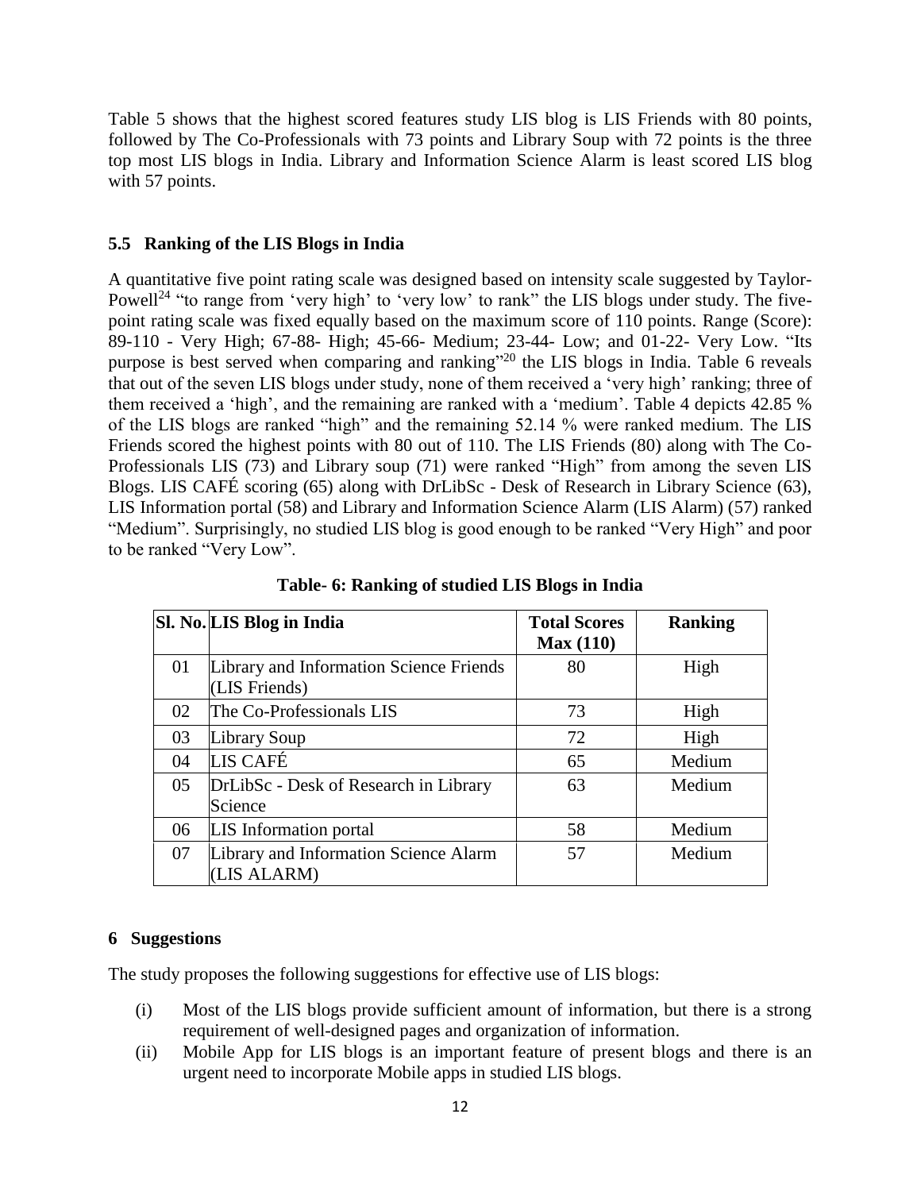Table 5 shows that the highest scored features study LIS blog is LIS Friends with 80 points, followed by The Co-Professionals with 73 points and Library Soup with 72 points is the three top most LIS blogs in India. Library and Information Science Alarm is least scored LIS blog with 57 points.

### 5.5 Ranking of the LIS Blogs in India

A quantitative five point rating scale was designed based on intensity scale suggested by Taylor-Powell[24] "to range from 'very high' to 'very low' to rank" the LIS blogs under study. The five-point rating scale was fixed equally based on the maximum score of 110 points. Range (Score): 89-110 - Very High; 67-88- High; 45-66- Medium; 23-44- Low; and 01-22- Very Low. "Its purpose is best served when comparing and ranking"[20] the LIS blogs in India. Table 6 reveals that out of the seven LIS blogs under study, none of them received a 'very high' ranking; three of them received a 'high', and the remaining are ranked with a 'medium'. Table 4 depicts 42.85 % of the LIS blogs are ranked "high" and the remaining 52.14 % were ranked medium. The LIS Friends scored the highest points with 80 out of 110. The LIS Friends (80) along with The Co-Professionals LIS (73) and Library soup (71) were ranked "High" from among the seven LIS Blogs. LIS CAFÉ scoring (65) along with DrLibSc - Desk of Research in Library Science (63), LIS Information portal (58) and Library and Information Science Alarm (LIS Alarm) (57) ranked "Medium". Surprisingly, no studied LIS blog is good enough to be ranked "Very High" and poor to be ranked "Very Low".

**Table- 6: Ranking of studied LIS Blogs in India**

| Sl. No. | LIS Blog in India | Total Scores Max (110) | Ranking |
|---|---|---|---|
| 01 | Library and Information Science Friends (LIS Friends) | 80 | High |
| 02 | The Co-Professionals LIS | 73 | High |
| 03 | Library Soup | 72 | High |
| 04 | LIS CAFÉ | 65 | Medium |
| 05 | DrLibSc - Desk of Research in Library Science | 63 | Medium |
| 06 | LIS Information portal | 58 | Medium |
| 07 | Library and Information Science Alarm (LIS ALARM) | 57 | Medium |

## 6 Suggestions

The study proposes the following suggestions for effective use of LIS blogs:

(i) Most of the LIS blogs provide sufficient amount of information, but there is a strong requirement of well-designed pages and organization of information.

(ii) Mobile App for LIS blogs is an important feature of present blogs and there is an urgent need to incorporate Mobile apps in studied LIS blogs.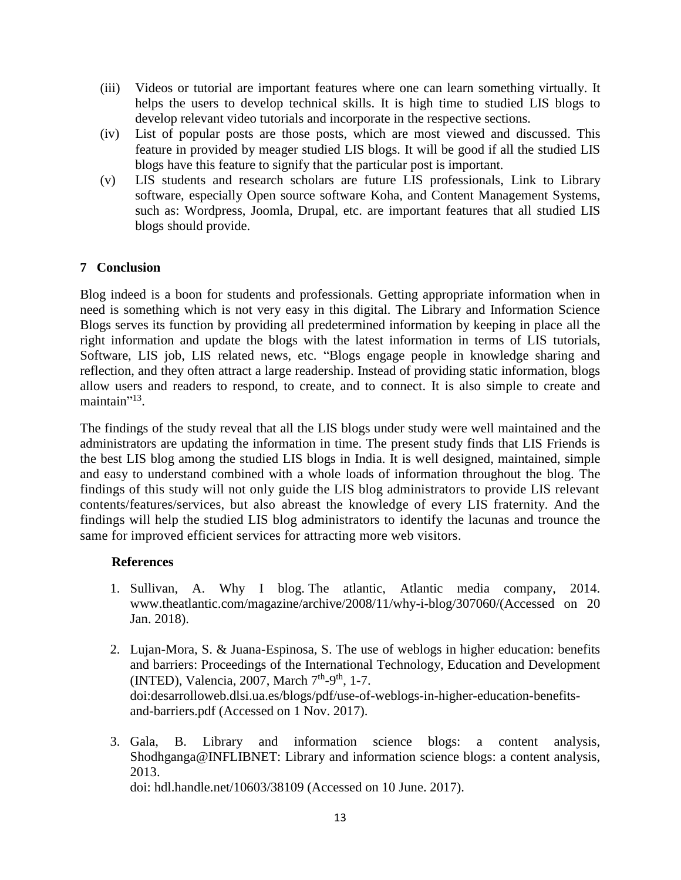(iii) Videos or tutorial are important features where one can learn something virtually. It helps the users to develop technical skills. It is high time to studied LIS blogs to develop relevant video tutorials and incorporate in the respective sections.

(iv) List of popular posts are those posts, which are most viewed and discussed. This feature in provided by meager studied LIS blogs. It will be good if all the studied LIS blogs have this feature to signify that the particular post is important.

(v) LIS students and research scholars are future LIS professionals, Link to Library software, especially Open source software Koha, and Content Management Systems, such as: Wordpress, Joomla, Drupal, etc. are important features that all studied LIS blogs should provide.

## 7 Conclusion

Blog indeed is a boon for students and professionals. Getting appropriate information when in need is something which is not very easy in this digital. The Library and Information Science Blogs serves its function by providing all predetermined information by keeping in place all the right information and update the blogs with the latest information in terms of LIS tutorials, Software, LIS job, LIS related news, etc. "Blogs engage people in knowledge sharing and reflection, and they often attract a large readership. Instead of providing static information, blogs allow users and readers to respond, to create, and to connect. It is also simple to create and maintain"[13].

The findings of the study reveal that all the LIS blogs under study were well maintained and the administrators are updating the information in time. The present study finds that LIS Friends is the best LIS blog among the studied LIS blogs in India. It is well designed, maintained, simple and easy to understand combined with a whole loads of information throughout the blog. The findings of this study will not only guide the LIS blog administrators to provide LIS relevant contents/features/services, but also abreast the knowledge of every LIS fraternity. And the findings will help the studied LIS blog administrators to identify the lacunas and trounce the same for improved efficient services for attracting more web visitors.

### References

1. Sullivan, A. Why I blog. The atlantic, Atlantic media company, 2014. www.theatlantic.com/magazine/archive/2008/11/why-i-blog/307060/(Accessed on 20 Jan. 2018).

2. Lujan-Mora, S. & Juana-Espinosa, S. The use of weblogs in higher education: benefits and barriers: Proceedings of the International Technology, Education and Development (INTED), Valencia, 2007, March 7th-9th, 1-7. doi:desarrolloweb.dlsi.ua.es/blogs/pdf/use-of-weblogs-in-higher-education-benefits-and-barriers.pdf (Accessed on 1 Nov. 2017).

3. Gala, B. Library and information science blogs: a content analysis, Shodhganga@INFLIBNET: Library and information science blogs: a content analysis, 2013. doi: hdl.handle.net/10603/38109 (Accessed on 10 June. 2017).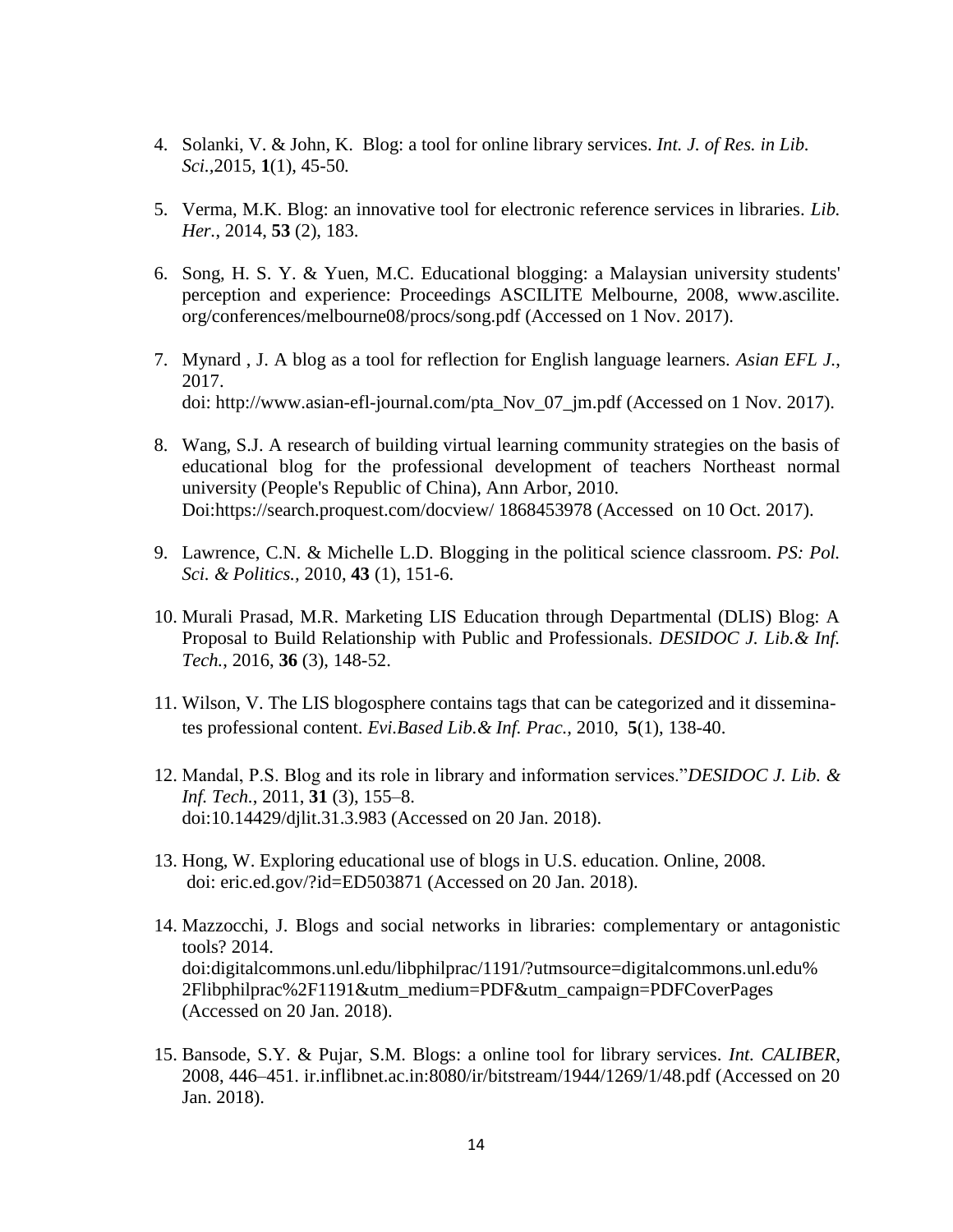4. Solanki, V. & John, K. Blog: a tool for online library services. *Int. J. of Res. in Lib. Sci.*,2015, **1**(1), 45-50.

5. Verma, M.K. Blog: an innovative tool for electronic reference services in libraries. *Lib. Her.*, 2014, **53** (2), 183.

6. Song, H. S. Y. & Yuen, M.C. Educational blogging: a Malaysian university students' perception and experience: Proceedings ASCILITE Melbourne, 2008, www.ascilite. org/conferences/melbourne08/procs/song.pdf (Accessed on 1 Nov. 2017).

7. Mynard , J. A blog as a tool for reflection for English language learners. *Asian EFL J.*, 2017.
   doi: http://www.asian-efl-journal.com/pta_Nov_07_jm.pdf (Accessed on 1 Nov. 2017).

8. Wang, S.J. A research of building virtual learning community strategies on the basis of educational blog for the professional development of teachers Northeast normal university (People's Republic of China), Ann Arbor, 2010.
   Doi:https://search.proquest.com/docview/ 1868453978 (Accessed on 10 Oct. 2017).

9. Lawrence, C.N. & Michelle L.D. Blogging in the political science classroom. *PS: Pol. Sci. & Politics.*, 2010, **43** (1), 151-6.

10. Murali Prasad, M.R. Marketing LIS Education through Departmental (DLIS) Blog: A Proposal to Build Relationship with Public and Professionals. *DESIDOC J. Lib.& Inf. Tech.*, 2016, **36** (3), 148-52.

11. Wilson, V. The LIS blogosphere contains tags that can be categorized and it dissemina-tes professional content. *Evi.Based Lib.& Inf. Prac.*, 2010, **5**(1), 138-40.

12. Mandal, P.S. Blog and its role in library and information services."*DESIDOC J. Lib. & Inf. Tech.*, 2011, **31** (3), 155–8.
    doi:10.14429/djlit.31.3.983 (Accessed on 20 Jan. 2018).

13. Hong, W. Exploring educational use of blogs in U.S. education. Online, 2008.
    doi: eric.ed.gov/?id=ED503871 (Accessed on 20 Jan. 2018).

14. Mazzocchi, J. Blogs and social networks in libraries: complementary or antagonistic tools? 2014.
    doi:digitalcommons.unl.edu/libphilprac/1191/?utmsource=digitalcommons.unl.edu%2Flibphilprac%2F1191&utm_medium=PDF&utm_campaign=PDFCoverPages (Accessed on 20 Jan. 2018).

15. Bansode, S.Y. & Pujar, S.M. Blogs: a online tool for library services. *Int. CALIBER*, 2008, 446–451. ir.inflibnet.ac.in:8080/ir/bitstream/1944/1269/1/48.pdf (Accessed on 20 Jan. 2018).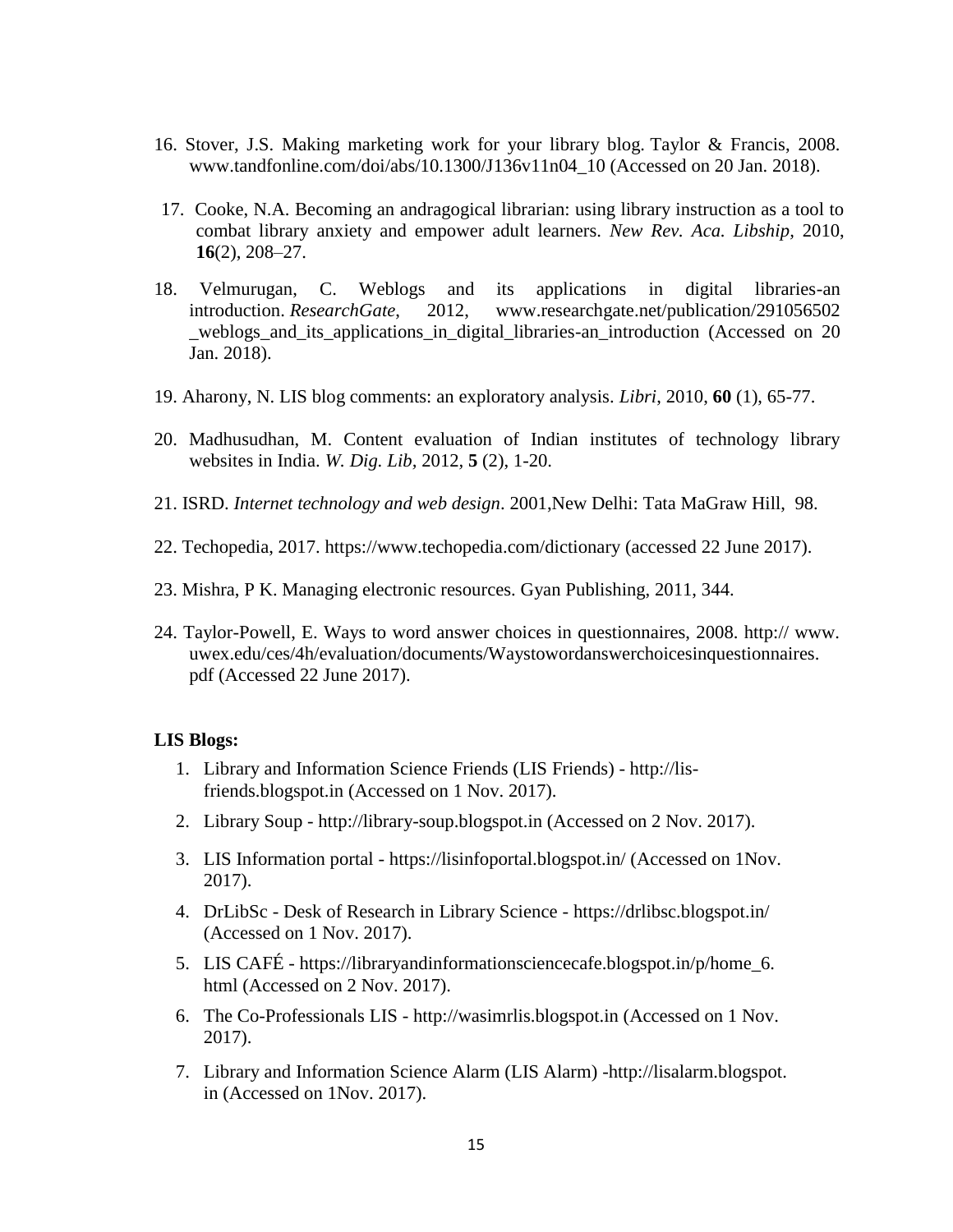16. Stover, J.S. Making marketing work for your library blog. Taylor & Francis, 2008. www.tandfonline.com/doi/abs/10.1300/J136v11n04_10 (Accessed on 20 Jan. 2018).

17. Cooke, N.A. Becoming an andragogical librarian: using library instruction as a tool to combat library anxiety and empower adult learners. *New Rev. Aca. Libship,* 2010, **16**(2), 208–27.

18. Velmurugan, C. Weblogs and its applications in digital libraries-an introduction. *ResearchGate*, 2012, www.researchgate.net/publication/291056502_weblogs_and_its_applications_in_digital_libraries-an_introduction (Accessed on 20 Jan. 2018).

19. Aharony, N. LIS blog comments: an exploratory analysis. *Libri*, 2010, **60** (1), 65-77.

20. Madhusudhan, M. Content evaluation of Indian institutes of technology library websites in India. *W. Dig. Lib*, 2012, **5** (2), 1-20.

21. ISRD. *Internet technology and web design*. 2001,New Delhi: Tata MaGraw Hill, 98.

22. Techopedia, 2017. https://www.techopedia.com/dictionary (accessed 22 June 2017).

23. Mishra, P K. Managing electronic resources. Gyan Publishing, 2011, 344.

24. Taylor-Powell, E. Ways to word answer choices in questionnaires, 2008. http:// www. uwex.edu/ces/4h/evaluation/documents/Waystowordanswerchoicesinquestionnaires. pdf (Accessed 22 June 2017).

**LIS Blogs:**

1. Library and Information Science Friends (LIS Friends) - http://lis-friends.blogspot.in (Accessed on 1 Nov. 2017).
2. Library Soup - http://library-soup.blogspot.in (Accessed on 2 Nov. 2017).
3. LIS Information portal - https://lisinfoportal.blogspot.in/ (Accessed on 1Nov. 2017).
4. DrLibSc - Desk of Research in Library Science - https://drlibsc.blogspot.in/ (Accessed on 1 Nov. 2017).
5. LIS CAFÉ - https://libraryandinformationsciencecafe.blogspot.in/p/home_6. html (Accessed on 2 Nov. 2017).
6. The Co-Professionals LIS - http://wasimrlis.blogspot.in (Accessed on 1 Nov. 2017).
7. Library and Information Science Alarm (LIS Alarm) -http://lisalarm.blogspot. in (Accessed on 1Nov. 2017).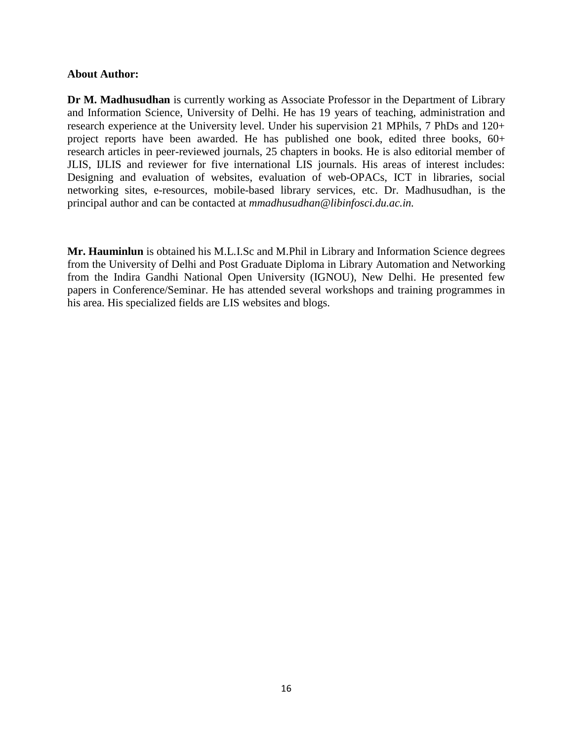**About Author:**

**Dr M. Madhusudhan** is currently working as Associate Professor in the Department of Library and Information Science, University of Delhi. He has 19 years of teaching, administration and research experience at the University level. Under his supervision 21 MPhils, 7 PhDs and 120+ project reports have been awarded. He has published one book, edited three books, 60+ research articles in peer-reviewed journals, 25 chapters in books. He is also editorial member of JLIS, IJLIS and reviewer for five international LIS journals. His areas of interest includes: Designing and evaluation of websites, evaluation of web-OPACs, ICT in libraries, social networking sites, e-resources, mobile-based library services, etc. Dr. Madhusudhan, is the principal author and can be contacted at *mmadhusudhan@libinfosci.du.ac.in.*

**Mr. Hauminlun** is obtained his M.L.I.Sc and M.Phil in Library and Information Science degrees from the University of Delhi and Post Graduate Diploma in Library Automation and Networking from the Indira Gandhi National Open University (IGNOU), New Delhi. He presented few papers in Conference/Seminar. He has attended several workshops and training programmes in his area. His specialized fields are LIS websites and blogs.